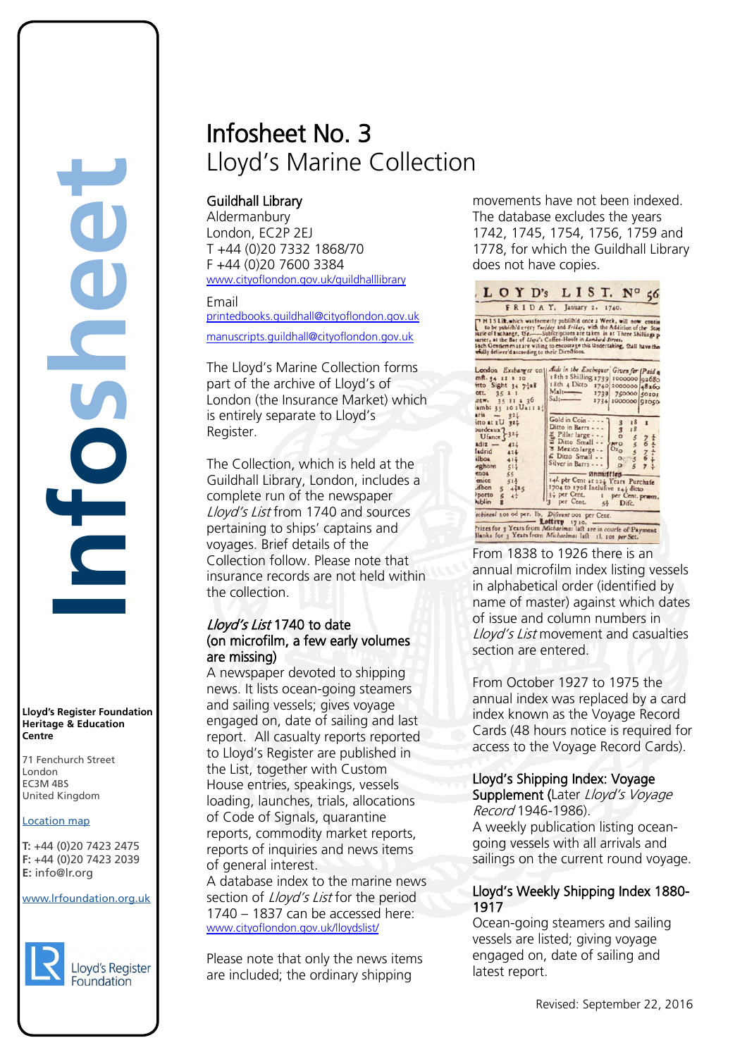# Infosheet No. 3
## Lloyd's Marine Collection

**Guildhall Library**
Aldermanbury
London, EC2P 2EJ
T +44 (0)20 7332 1868/70
F +44 (0)20 7600 3384
www.cityoflondon.gov.uk/guildhalllibrary

Email
printedbooks.guildhall@cityoflondon.gov.uk
manuscripts.guildhall@cityoflondon.gov.uk

The Lloyd's Marine Collection forms part of the archive of Lloyd's of London (the Insurance Market) which is entirely separate to Lloyd's Register.

The Collection, which is held at the Guildhall Library, London, includes a complete run of the newspaper *Lloyd's List* from 1740 and sources pertaining to ships' captains and voyages. Brief details of the Collection follow. Please note that insurance records are not held within the collection.

### *Lloyd's List* 1740 to date (on microfilm, a few early volumes are missing)

A newspaper devoted to shipping news. It lists ocean-going steamers and sailing vessels; gives voyage engaged on, date of sailing and last report. All casualty reports reported to Lloyd's Register are published in the List, together with Custom House entries, speakings, vessels loading, launches, trials, allocations of Code of Signals, quarantine reports, commodity market reports, reports of inquiries and news items of general interest.

A database index to the marine news section of *Lloyd's List* for the period 1740 – 1837 can be accessed here: www.cityoflondon.gov.uk/lloydslist/

Please note that only the news items are included; the ordinary shipping movements have not been indexed. The database excludes the years 1742, 1745, 1754, 1756, 1759 and 1778, for which the Guildhall Library does not have copies.

From 1838 to 1926 there is an annual microfilm index listing vessels in alphabetical order (identified by name of master) against which dates of issue and column numbers in *Lloyd's List* movement and casualties section are entered.

From October 1927 to 1975 the annual index was replaced by a card index known as the Voyage Record Cards (48 hours notice is required for access to the Voyage Record Cards).

### Lloyd's Shipping Index: Voyage Supplement (Later *Lloyd's Voyage Record* 1946-1986).

A weekly publication listing ocean-going vessels with all arrivals and sailings on the current round voyage.

### Lloyd's Weekly Shipping Index 1880-1917

Ocean-going steamers and sailing vessels are listed; giving voyage engaged on, date of sailing and latest report.

**Lloyd's Register Foundation Heritage & Education Centre**

71 Fenchurch Street
London
EC3M 4BS
United Kingdom

Location map

T: +44 (0)20 7423 2475
F: +44 (0)20 7423 2039
E: info@lr.org

www.lrfoundation.org.uk

Lloyd's Register Foundation

Revised: September 22, 2016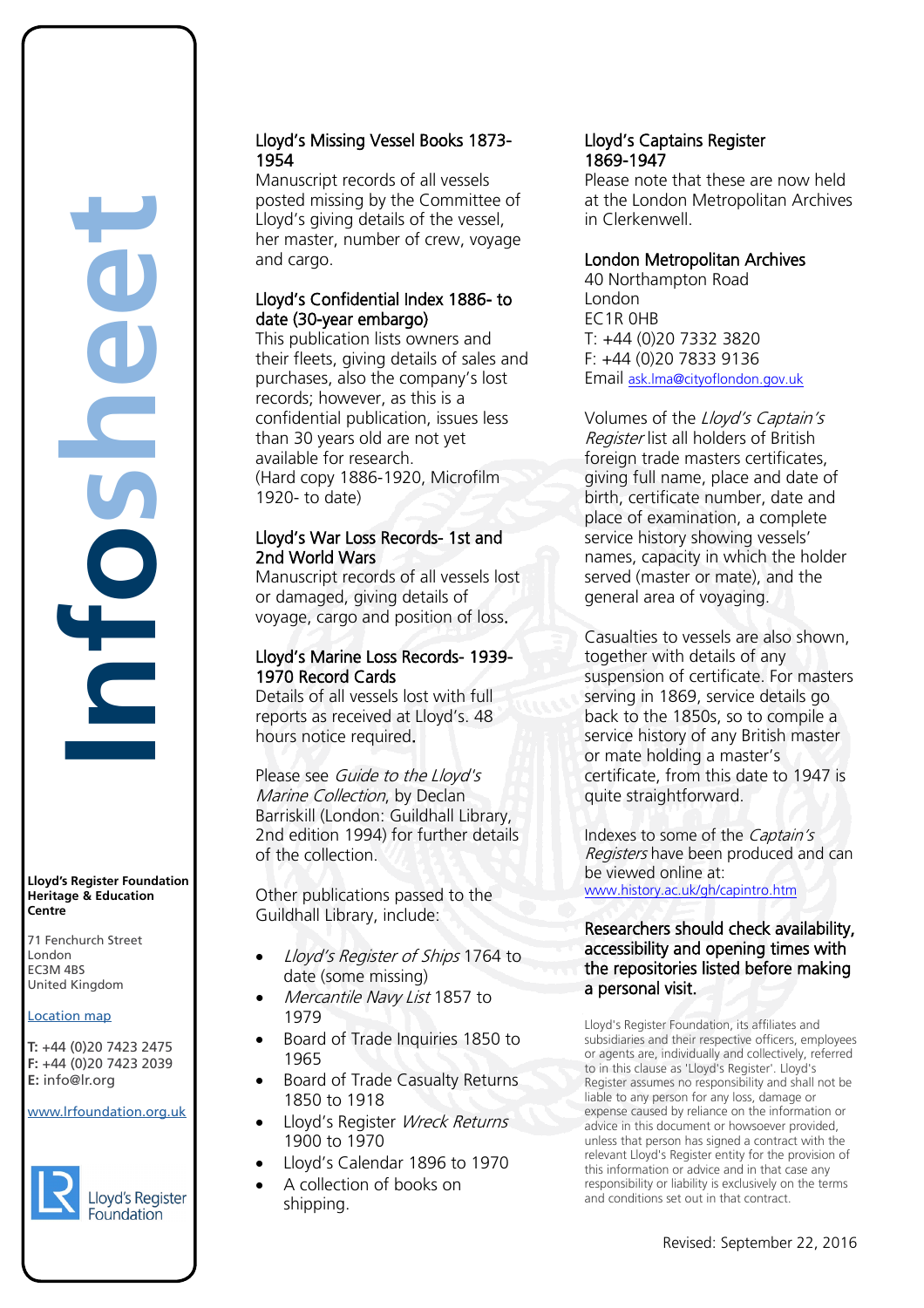### Lloyd's Missing Vessel Books 1873-1954

Manuscript records of all vessels posted missing by the Committee of Lloyd's giving details of the vessel, her master, number of crew, voyage and cargo.

### Lloyd's Confidential Index 1886- to date (30-year embargo)

This publication lists owners and their fleets, giving details of sales and purchases, also the company's lost records; however, as this is a confidential publication, issues less than 30 years old are not yet available for research.
(Hard copy 1886-1920, Microfilm 1920- to date)

### Lloyd's War Loss Records- 1st and 2nd World Wars

Manuscript records of all vessels lost or damaged, giving details of voyage, cargo and position of loss.

### Lloyd's Marine Loss Records- 1939-1970 Record Cards

Details of all vessels lost with full reports as received at Lloyd's. 48 hours notice required.

Please see *Guide to the Lloyd's Marine Collection*, by Declan Barriskill (London: Guildhall Library, 2nd edition 1994) for further details of the collection.

Other publications passed to the Guildhall Library, include:

- *Lloyd's Register of Ships* 1764 to date (some missing)
- *Mercantile Navy List* 1857 to 1979
- Board of Trade Inquiries 1850 to 1965
- Board of Trade Casualty Returns 1850 to 1918
- Lloyd's Register *Wreck Returns* 1900 to 1970
- Lloyd's Calendar 1896 to 1970
- A collection of books on shipping.

### Lloyd's Captains Register 1869-1947

Please note that these are now held at the London Metropolitan Archives in Clerkenwell.

### London Metropolitan Archives

40 Northampton Road
London
EC1R 0HB
T: +44 (0)20 7332 3820
F: +44 (0)20 7833 9136
Email ask.lma@cityoflondon.gov.uk

Volumes of the *Lloyd's Captain's Register* list all holders of British foreign trade masters certificates, giving full name, place and date of birth, certificate number, date and place of examination, a complete service history showing vessels' names, capacity in which the holder served (master or mate), and the general area of voyaging.

Casualties to vessels are also shown, together with details of any suspension of certificate. For masters serving in 1869, service details go back to the 1850s, so to compile a service history of any British master or mate holding a master's certificate, from this date to 1947 is quite straightforward.

Indexes to some of the *Captain's Registers* have been produced and can be viewed online at:
www.history.ac.uk/gh/capintro.htm

### Researchers should check availability, accessibility and opening times with the repositories listed before making a personal visit.

Lloyd's Register Foundation, its affiliates and subsidiaries and their respective officers, employees or agents are, individually and collectively, referred to in this clause as 'Lloyd's Register'. Lloyd's Register assumes no responsibility and shall not be liable to any person for any loss, damage or expense caused by reliance on the information or advice in this document or howsoever provided, unless that person has signed a contract with the relevant Lloyd's Register entity for the provision of this information or advice and in that case any responsibility or liability is exclusively on the terms and conditions set out in that contract.

Revised: September 22, 2016

**Lloyd's Register Foundation Heritage & Education Centre**

71 Fenchurch Street
London
EC3M 4BS
United Kingdom

Location map

**T:** +44 (0)20 7423 2475
**F:** +44 (0)20 7423 2039
**E:** info@lr.org

www.lrfoundation.org.uk

Lloyd's Register Foundation